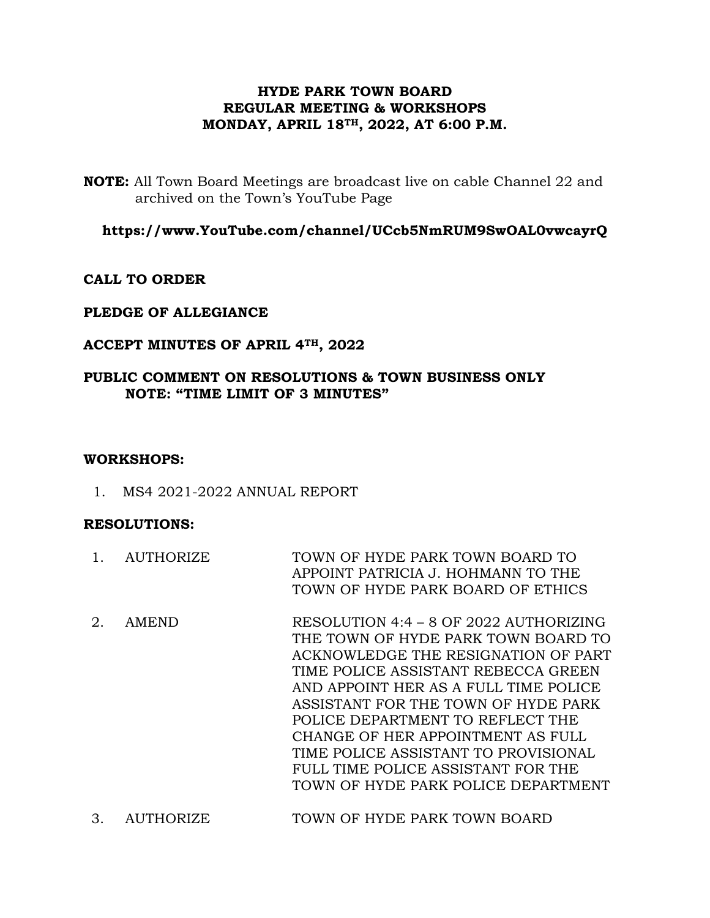# HYDE PARK TOWN BOARD
# REGULAR MEETING & WORKSHOPS
# MONDAY, APRIL 18TH, 2022, AT 6:00 P.M.

**NOTE:** All Town Board Meetings are broadcast live on cable Channel 22 and archived on the Town's YouTube Page

**https://www.YouTube.com/channel/UCcb5NmRUM9SwOAL0vwcayrQ**

**CALL TO ORDER**

**PLEDGE OF ALLEGIANCE**

**ACCEPT MINUTES OF APRIL 4TH, 2022**

**PUBLIC COMMENT ON RESOLUTIONS & TOWN BUSINESS ONLY**
**NOTE: "TIME LIMIT OF 3 MINUTES"**

**WORKSHOPS:**

1. MS4 2021-2022 ANNUAL REPORT

**RESOLUTIONS:**

| | | |
|---|---|---|
| 1. | AUTHORIZE | TOWN OF HYDE PARK TOWN BOARD TO APPOINT PATRICIA J. HOHMANN TO THE TOWN OF HYDE PARK BOARD OF ETHICS |
| 2. | AMEND | RESOLUTION 4:4 – 8 OF 2022 AUTHORIZING THE TOWN OF HYDE PARK TOWN BOARD TO ACKNOWLEDGE THE RESIGNATION OF PART TIME POLICE ASSISTANT REBECCA GREEN AND APPOINT HER AS A FULL TIME POLICE ASSISTANT FOR THE TOWN OF HYDE PARK POLICE DEPARTMENT TO REFLECT THE CHANGE OF HER APPOINTMENT AS FULL TIME POLICE ASSISTANT TO PROVISIONAL FULL TIME POLICE ASSISTANT FOR THE TOWN OF HYDE PARK POLICE DEPARTMENT |
| 3. | AUTHORIZE | TOWN OF HYDE PARK TOWN BOARD |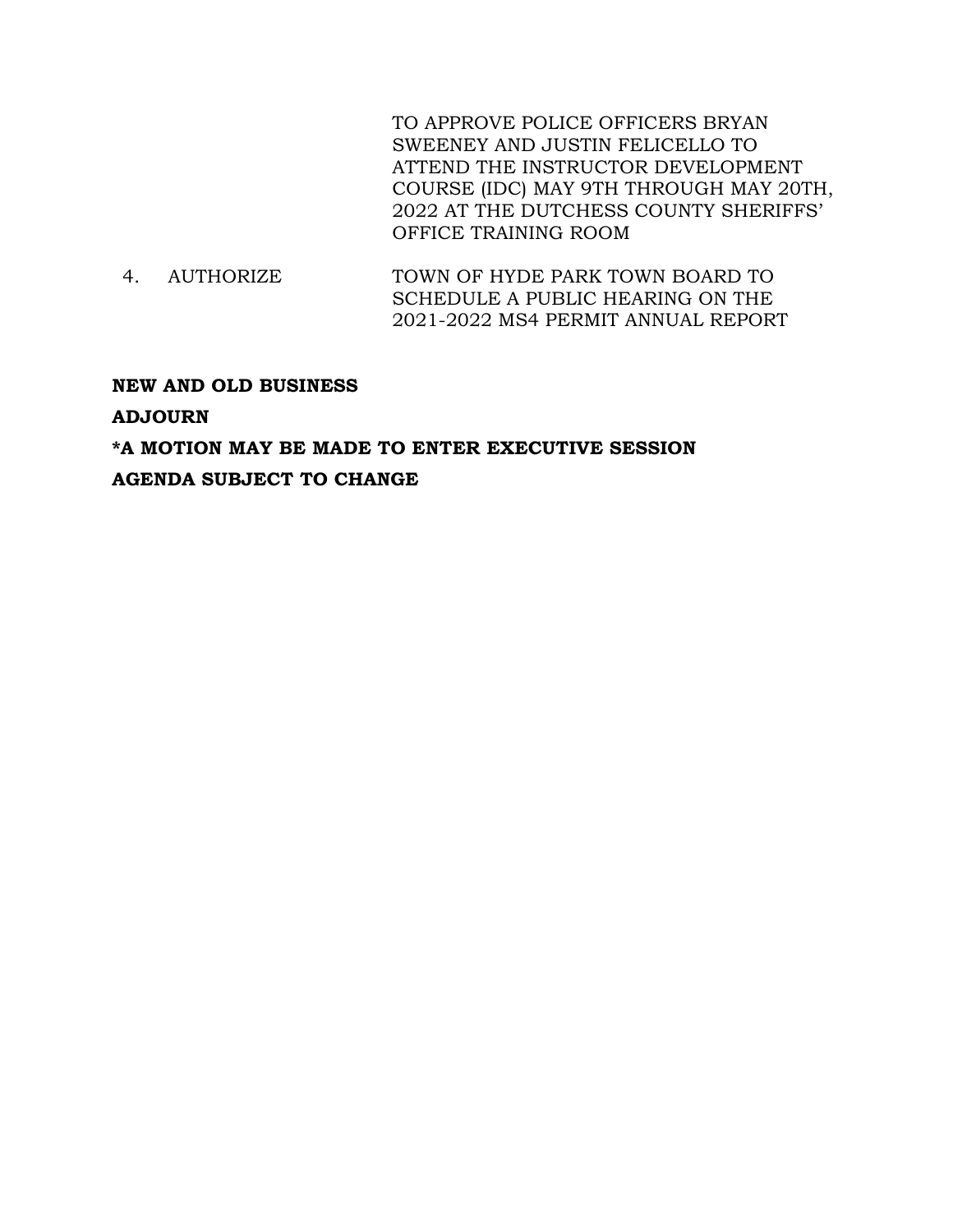TO APPROVE POLICE OFFICERS BRYAN SWEENEY AND JUSTIN FELICELLO TO ATTEND THE INSTRUCTOR DEVELOPMENT COURSE (IDC) MAY 9TH THROUGH MAY 20TH, 2022 AT THE DUTCHESS COUNTY SHERIFFS' OFFICE TRAINING ROOM

4. AUTHORIZE — TOWN OF HYDE PARK TOWN BOARD TO SCHEDULE A PUBLIC HEARING ON THE 2021-2022 MS4 PERMIT ANNUAL REPORT

**NEW AND OLD BUSINESS**

**ADJOURN**

**\*A MOTION MAY BE MADE TO ENTER EXECUTIVE SESSION**

**AGENDA SUBJECT TO CHANGE**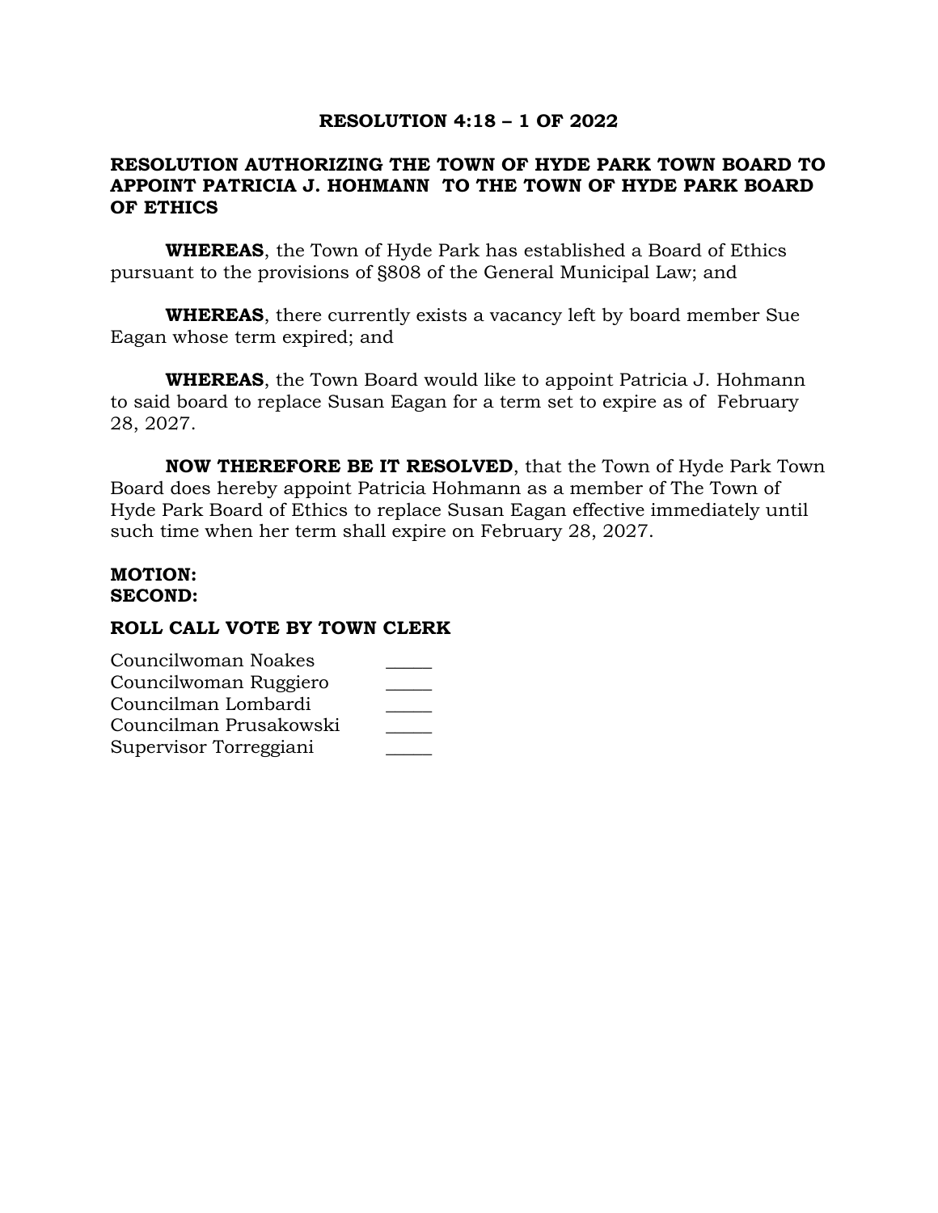# RESOLUTION 4:18 – 1 OF 2022

## RESOLUTION AUTHORIZING THE TOWN OF HYDE PARK TOWN BOARD TO APPOINT PATRICIA J. HOHMANN TO THE TOWN OF HYDE PARK BOARD OF ETHICS

**WHEREAS**, the Town of Hyde Park has established a Board of Ethics pursuant to the provisions of §808 of the General Municipal Law; and

**WHEREAS**, there currently exists a vacancy left by board member Sue Eagan whose term expired; and

**WHEREAS**, the Town Board would like to appoint Patricia J. Hohmann to said board to replace Susan Eagan for a term set to expire as of February 28, 2027.

**NOW THEREFORE BE IT RESOLVED**, that the Town of Hyde Park Town Board does hereby appoint Patricia Hohmann as a member of The Town of Hyde Park Board of Ethics to replace Susan Eagan effective immediately until such time when her term shall expire on February 28, 2027.

**MOTION:**
**SECOND:**

**ROLL CALL VOTE BY TOWN CLERK**

Councilwoman Noakes _____
Councilwoman Ruggiero _____
Councilman Lombardi _____
Councilman Prusakowski _____
Supervisor Torreggiani _____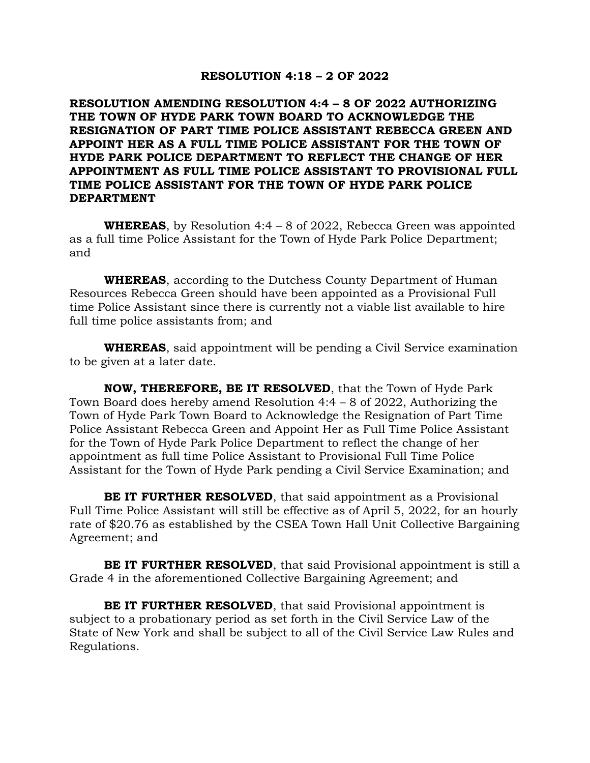# RESOLUTION 4:18 – 2 OF 2022

**RESOLUTION AMENDING RESOLUTION 4:4 – 8 OF 2022 AUTHORIZING THE TOWN OF HYDE PARK TOWN BOARD TO ACKNOWLEDGE THE RESIGNATION OF PART TIME POLICE ASSISTANT REBECCA GREEN AND APPOINT HER AS A FULL TIME POLICE ASSISTANT FOR THE TOWN OF HYDE PARK POLICE DEPARTMENT TO REFLECT THE CHANGE OF HER APPOINTMENT AS FULL TIME POLICE ASSISTANT TO PROVISIONAL FULL TIME POLICE ASSISTANT FOR THE TOWN OF HYDE PARK POLICE DEPARTMENT**

**WHEREAS**, by Resolution 4:4 – 8 of 2022, Rebecca Green was appointed as a full time Police Assistant for the Town of Hyde Park Police Department; and

**WHEREAS**, according to the Dutchess County Department of Human Resources Rebecca Green should have been appointed as a Provisional Full time Police Assistant since there is currently not a viable list available to hire full time police assistants from; and

**WHEREAS**, said appointment will be pending a Civil Service examination to be given at a later date.

**NOW, THEREFORE, BE IT RESOLVED**, that the Town of Hyde Park Town Board does hereby amend Resolution 4:4 – 8 of 2022, Authorizing the Town of Hyde Park Town Board to Acknowledge the Resignation of Part Time Police Assistant Rebecca Green and Appoint Her as Full Time Police Assistant for the Town of Hyde Park Police Department to reflect the change of her appointment as full time Police Assistant to Provisional Full Time Police Assistant for the Town of Hyde Park pending a Civil Service Examination; and

**BE IT FURTHER RESOLVED**, that said appointment as a Provisional Full Time Police Assistant will still be effective as of April 5, 2022, for an hourly rate of $20.76 as established by the CSEA Town Hall Unit Collective Bargaining Agreement; and

**BE IT FURTHER RESOLVED**, that said Provisional appointment is still a Grade 4 in the aforementioned Collective Bargaining Agreement; and

**BE IT FURTHER RESOLVED**, that said Provisional appointment is subject to a probationary period as set forth in the Civil Service Law of the State of New York and shall be subject to all of the Civil Service Law Rules and Regulations.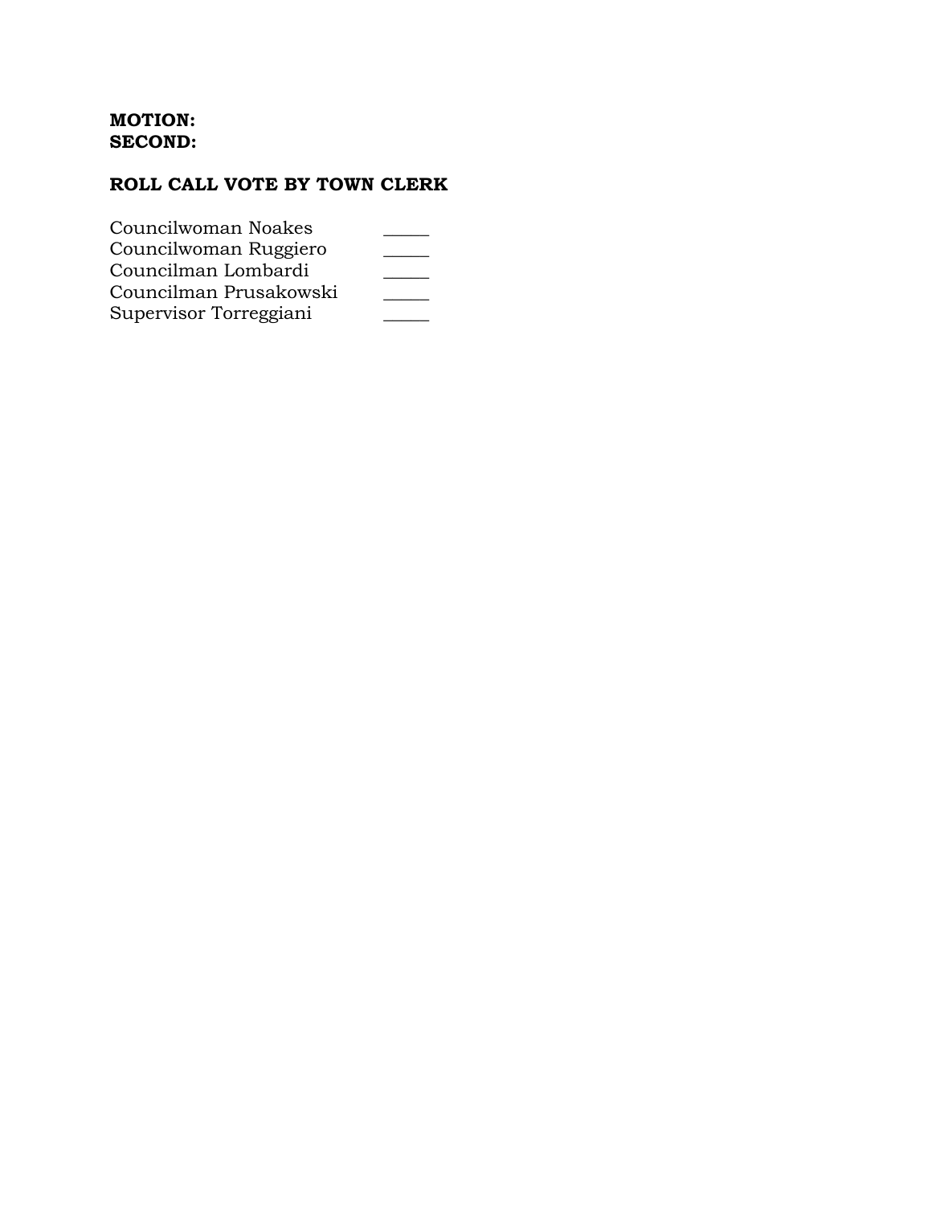**MOTION:**
**SECOND:**

**ROLL CALL VOTE BY TOWN CLERK**

| | |
|---|---|
| Councilwoman Noakes | _____ |
| Councilwoman Ruggiero | _____ |
| Councilman Lombardi | _____ |
| Councilman Prusakowski | _____ |
| Supervisor Torreggiani | _____ |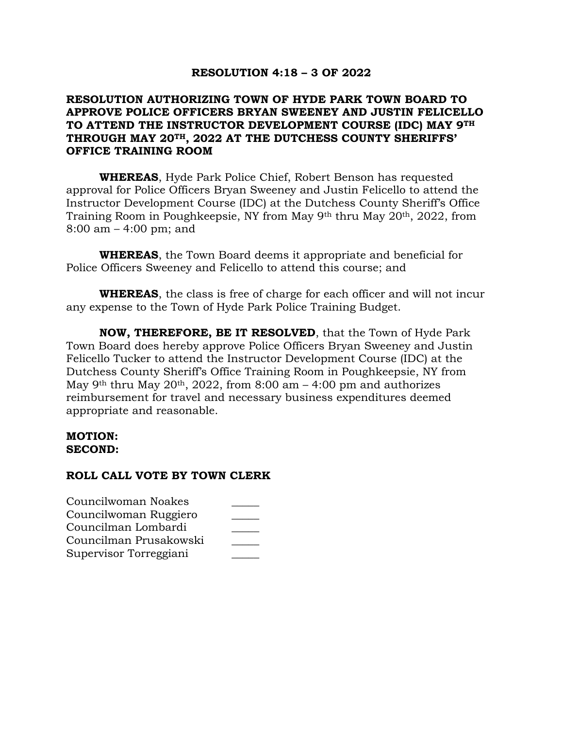## RESOLUTION 4:18 – 3 OF 2022

### RESOLUTION AUTHORIZING TOWN OF HYDE PARK TOWN BOARD TO APPROVE POLICE OFFICERS BRYAN SWEENEY AND JUSTIN FELICELLO TO ATTEND THE INSTRUCTOR DEVELOPMENT COURSE (IDC) MAY 9TH THROUGH MAY 20TH, 2022 AT THE DUTCHESS COUNTY SHERIFFS' OFFICE TRAINING ROOM

**WHEREAS**, Hyde Park Police Chief, Robert Benson has requested approval for Police Officers Bryan Sweeney and Justin Felicello to attend the Instructor Development Course (IDC) at the Dutchess County Sheriff's Office Training Room in Poughkeepsie, NY from May 9th thru May 20th, 2022, from 8:00 am – 4:00 pm; and

**WHEREAS**, the Town Board deems it appropriate and beneficial for Police Officers Sweeney and Felicello to attend this course; and

**WHEREAS**, the class is free of charge for each officer and will not incur any expense to the Town of Hyde Park Police Training Budget.

**NOW, THEREFORE, BE IT RESOLVED**, that the Town of Hyde Park Town Board does hereby approve Police Officers Bryan Sweeney and Justin Felicello Tucker to attend the Instructor Development Course (IDC) at the Dutchess County Sheriff's Office Training Room in Poughkeepsie, NY from May 9th thru May 20th, 2022, from 8:00 am – 4:00 pm and authorizes reimbursement for travel and necessary business expenditures deemed appropriate and reasonable.

**MOTION:**
**SECOND:**

**ROLL CALL VOTE BY TOWN CLERK**

Councilwoman Noakes _____
Councilwoman Ruggiero _____
Councilman Lombardi _____
Councilman Prusakowski _____
Supervisor Torreggiani _____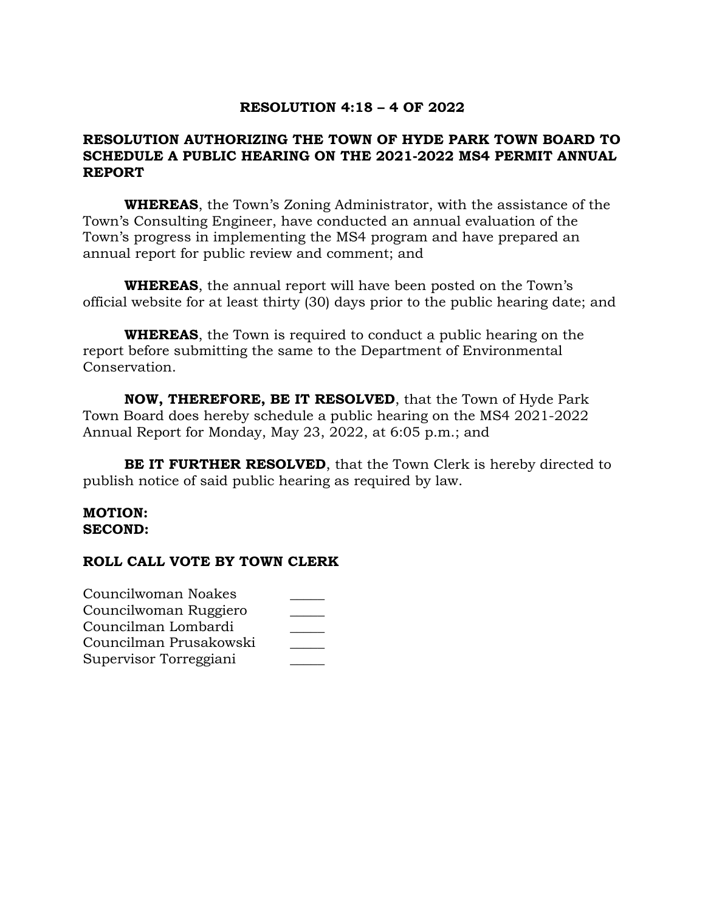**RESOLUTION 4:18 – 4 OF 2022**

**RESOLUTION AUTHORIZING THE TOWN OF HYDE PARK TOWN BOARD TO SCHEDULE A PUBLIC HEARING ON THE 2021-2022 MS4 PERMIT ANNUAL REPORT**

**WHEREAS**, the Town's Zoning Administrator, with the assistance of the Town's Consulting Engineer, have conducted an annual evaluation of the Town's progress in implementing the MS4 program and have prepared an annual report for public review and comment; and

**WHEREAS**, the annual report will have been posted on the Town's official website for at least thirty (30) days prior to the public hearing date; and

**WHEREAS**, the Town is required to conduct a public hearing on the report before submitting the same to the Department of Environmental Conservation.

**NOW, THEREFORE, BE IT RESOLVED**, that the Town of Hyde Park Town Board does hereby schedule a public hearing on the MS4 2021-2022 Annual Report for Monday, May 23, 2022, at 6:05 p.m.; and

**BE IT FURTHER RESOLVED**, that the Town Clerk is hereby directed to publish notice of said public hearing as required by law.

**MOTION:**
**SECOND:**

**ROLL CALL VOTE BY TOWN CLERK**

| | |
|---|---|
| Councilwoman Noakes | _____ |
| Councilwoman Ruggiero | _____ |
| Councilman Lombardi | _____ |
| Councilman Prusakowski | _____ |
| Supervisor Torreggiani | _____ |